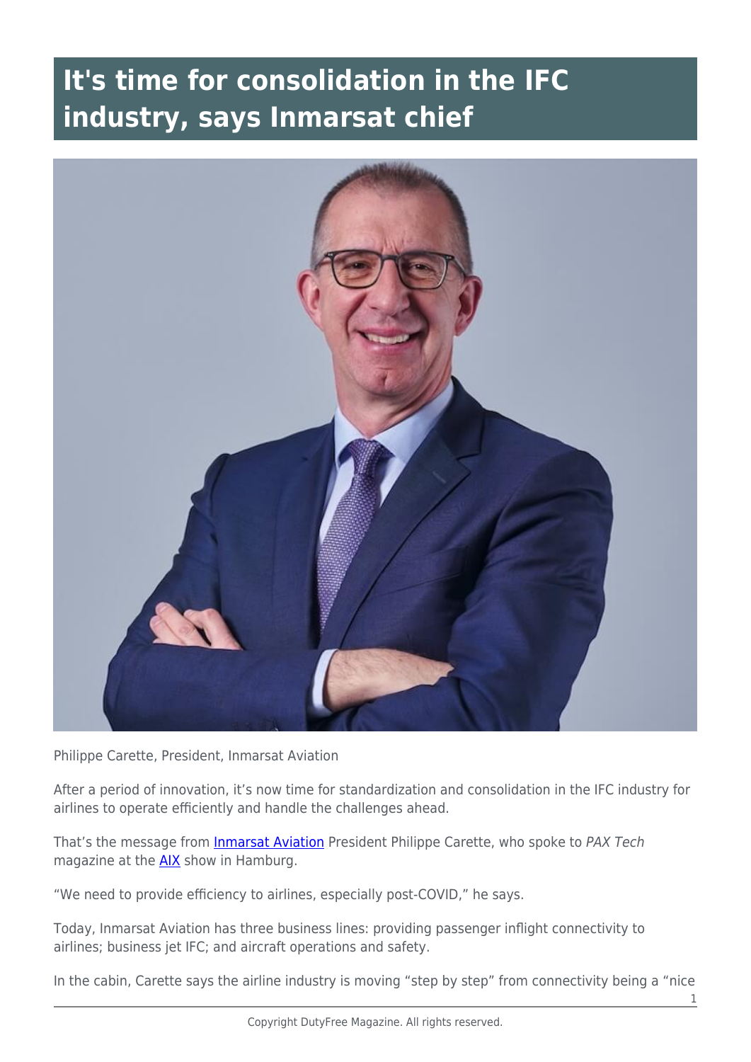# It's time for consolidation in the IFC industry, says Inmarsat chief

Philippe Carette, President, Inmarsat Aviation

After a period of innovation, it's now time for standardization and consolidation in the IFC industry for airlines to operate efficiently and handle the challenges ahead.

That's the message from Inmarsat Aviation President Philippe Carette, who spoke to *PAX Tech* magazine at the AIX show in Hamburg.

"We need to provide efficiency to airlines, especially post-COVID," he says.

Today, Inmarsat Aviation has three business lines: providing passenger inflight connectivity to airlines; business jet IFC; and aircraft operations and safety.

In the cabin, Carette says the airline industry is moving "step by step" from connectivity being a "nice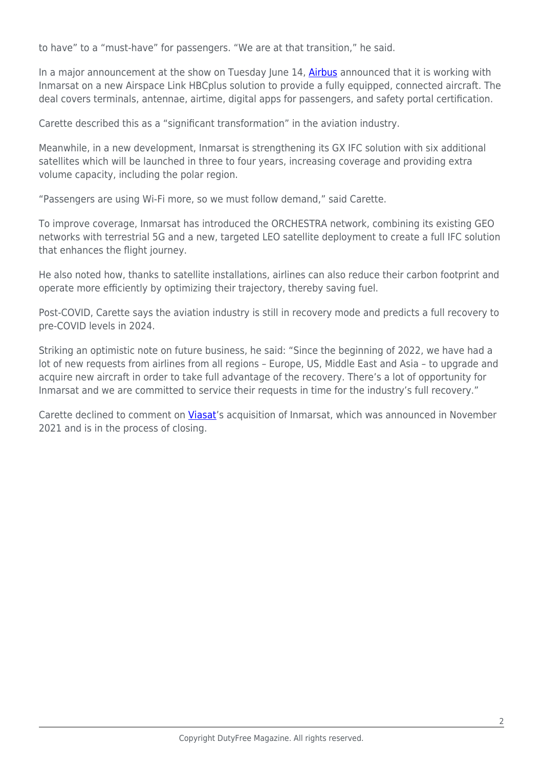to have" to a "must-have" for passengers. "We are at that transition," he said.

In a major announcement at the show on Tuesday June 14, Airbus announced that it is working with Inmarsat on a new Airspace Link HBCplus solution to provide a fully equipped, connected aircraft. The deal covers terminals, antennae, airtime, digital apps for passengers, and safety portal certification.

Carette described this as a "significant transformation" in the aviation industry.

Meanwhile, in a new development, Inmarsat is strengthening its GX IFC solution with six additional satellites which will be launched in three to four years, increasing coverage and providing extra volume capacity, including the polar region.

"Passengers are using Wi-Fi more, so we must follow demand," said Carette.

To improve coverage, Inmarsat has introduced the ORCHESTRA network, combining its existing GEO networks with terrestrial 5G and a new, targeted LEO satellite deployment to create a full IFC solution that enhances the flight journey.

He also noted how, thanks to satellite installations, airlines can also reduce their carbon footprint and operate more efficiently by optimizing their trajectory, thereby saving fuel.

Post-COVID, Carette says the aviation industry is still in recovery mode and predicts a full recovery to pre-COVID levels in 2024.

Striking an optimistic note on future business, he said: "Since the beginning of 2022, we have had a lot of new requests from airlines from all regions – Europe, US, Middle East and Asia – to upgrade and acquire new aircraft in order to take full advantage of the recovery. There's a lot of opportunity for Inmarsat and we are committed to service their requests in time for the industry's full recovery."

Carette declined to comment on Viasat's acquisition of Inmarsat, which was announced in November 2021 and is in the process of closing.